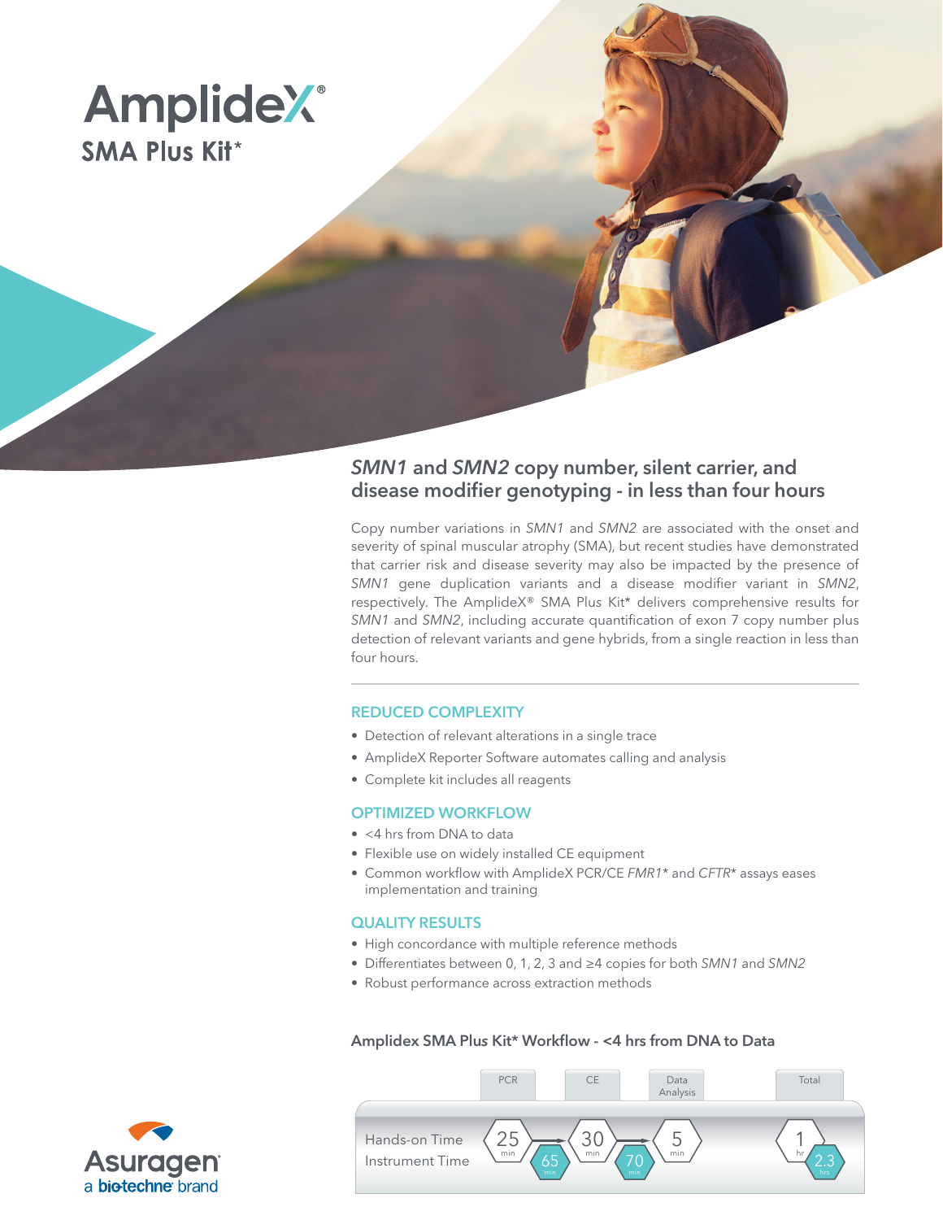# AmplideX®
## SMA Plus Kit*

## *SMN1* and *SMN2* copy number, silent carrier, and disease modifier genotyping - in less than four hours

Copy number variations in *SMN1* and *SMN2* are associated with the onset and severity of spinal muscular atrophy (SMA), but recent studies have demonstrated that carrier risk and disease severity may also be impacted by the presence of *SMN1* gene duplication variants and a disease modifier variant in *SMN2*, respectively. The AmplideX® SMA Plus Kit* delivers comprehensive results for *SMN1* and *SMN2*, including accurate quantification of exon 7 copy number plus detection of relevant variants and gene hybrids, from a single reaction in less than four hours.

### REDUCED COMPLEXITY

- Detection of relevant alterations in a single trace
- AmplideX Reporter Software automates calling and analysis
- Complete kit includes all reagents

### OPTIMIZED WORKFLOW

- <4 hrs from DNA to data
- Flexible use on widely installed CE equipment
- Common workflow with AmplideX PCR/CE *FMR1** and *CFTR** assays eases implementation and training

### QUALITY RESULTS

- High concordance with multiple reference methods
- Differentiates between 0, 1, 2, 3 and ≥4 copies for both *SMN1* and *SMN2*
- Robust performance across extraction methods

### Amplidex SMA Plus Kit* Workflow - <4 hrs from DNA to Data

| | PCR | CE | Data Analysis | Total |
|---|---|---|---|---|
| Hands-on Time | 25 min | 30 min | 5 min | 1 hr |
| Instrument Time | 65 min | 70 min | | 2.3 hrs |

Asuragen
a bio-techne brand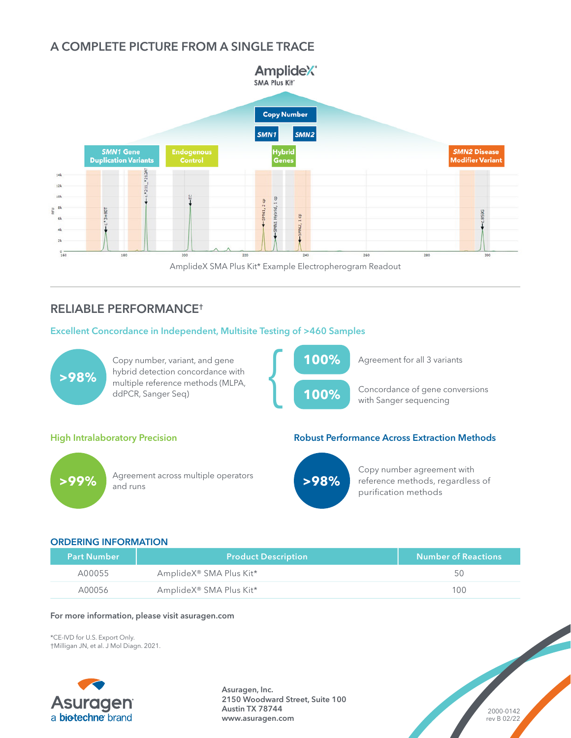## A COMPLETE PICTURE FROM A SINGLE TRACE

AmplideX®
SMA Plus Kit*

Copy Number
SMN1
SMN2

SMN1 Gene Duplication Variants
Endogenous Control
Hybrid Genes
SMN2 Disease Modifier Variant

c.*3+80T
c.*211_*212AT
EC
SMN1, 2 cp
SMN1 Hybrid, 1 cp
SMN2, 1 cp
c.859G

RFU
14k
12k
10k
8k
6k
4k
2k
0
160
180
200
220
240
260
280
300

AmplideX SMA Plus Kit* Example Electropherogram Readout

## RELIABLE PERFORMANCE†

### Excellent Concordance in Independent, Multisite Testing of >460 Samples

**>98%** Copy number, variant, and gene hybrid detection concordance with multiple reference methods (MLPA, ddPCR, Sanger Seq)

**100%** Agreement for all 3 variants

**100%** Concordance of gene conversions with Sanger sequencing

### High Intralaboratory Precision

**>99%** Agreement across multiple operators and runs

### Robust Performance Across Extraction Methods

**>98%** Copy number agreement with reference methods, regardless of purification methods

### ORDERING INFORMATION

| Part Number | Product Description | Number of Reactions |
|---|---|---|
| A00055 | AmplideX® SMA Plus Kit* | 50 |
| A00056 | AmplideX® SMA Plus Kit* | 100 |

**For more information, please visit asuragen.com**

*CE-IVD for U.S. Export Only.
†Milligan JN, et al. J Mol Diagn. 2021.

Asuragen
a bio-techne brand

**Asuragen, Inc.**
**2150 Woodward Street, Suite 100**
**Austin TX 78744**
**www.asuragen.com**

2000-0142
rev B 02/22